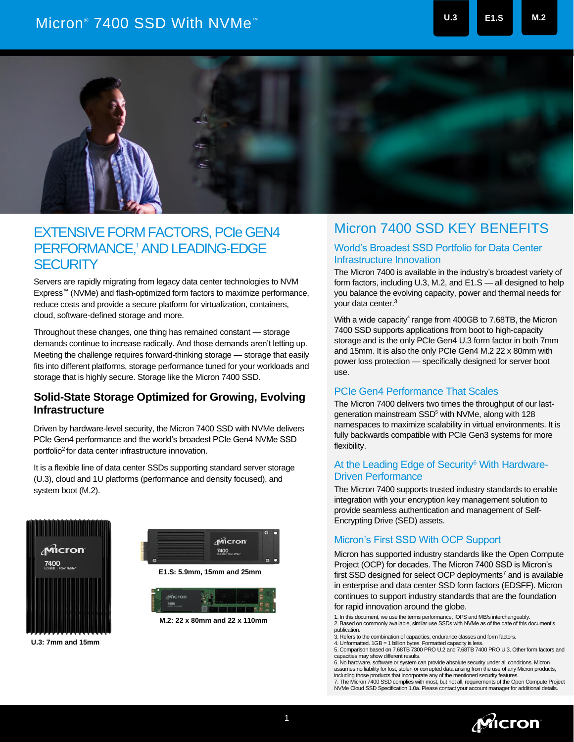# Micron® 7400 SSD With NVMe™

U.3 | E1.S | M.2

## EXTENSIVE FORM FACTORS, PCIe GEN4 PERFORMANCE,[1] AND LEADING-EDGE SECURITY

Servers are rapidly migrating from legacy data center technologies to NVM Express™ (NVMe) and flash-optimized form factors to maximize performance, reduce costs and provide a secure platform for virtualization, containers, cloud, software-defined storage and more.

Throughout these changes, one thing has remained constant — storage demands continue to increase radically. And those demands aren't letting up. Meeting the challenge requires forward-thinking storage — storage that easily fits into different platforms, storage performance tuned for your workloads and storage that is highly secure. Storage like the Micron 7400 SSD.

### Solid-State Storage Optimized for Growing, Evolving Infrastructure

Driven by hardware-level security, the Micron 7400 SSD with NVMe delivers PCIe Gen4 performance and the world's broadest PCIe Gen4 NVMe SSD portfolio[2] for data center infrastructure innovation.

It is a flexible line of data center SSDs supporting standard server storage (U.3), cloud and 1U platforms (performance and density focused), and system boot (M.2).

U.3: 7mm and 15mm

E1.S: 5.9mm, 15mm and 25mm

M.2: 22 x 80mm and 22 x 110mm

## Micron 7400 SSD KEY BENEFITS

### World's Broadest SSD Portfolio for Data Center Infrastructure Innovation

The Micron 7400 is available in the industry's broadest variety of form factors, including U.3, M.2, and E1.S — all designed to help you balance the evolving capacity, power and thermal needs for your data center.[3]

With a wide capacity[4] range from 400GB to 7.68TB, the Micron 7400 SSD supports applications from boot to high-capacity storage and is the only PCIe Gen4 U.3 form factor in both 7mm and 15mm. It is also the only PCIe Gen4 M.2 22 x 80mm with power loss protection — specifically designed for server boot use.

### PCIe Gen4 Performance That Scales

The Micron 7400 delivers two times the throughput of our last-generation mainstream SSD[5] with NVMe, along with 128 namespaces to maximize scalability in virtual environments. It is fully backwards compatible with PCIe Gen3 systems for more flexibility.

### At the Leading Edge of Security[6] With Hardware-Driven Performance

The Micron 7400 supports trusted industry standards to enable integration with your encryption key management solution to provide seamless authentication and management of Self-Encrypting Drive (SED) assets.

### Micron's First SSD With OCP Support

Micron has supported industry standards like the Open Compute Project (OCP) for decades. The Micron 7400 SSD is Micron's first SSD designed for select OCP deployments[7] and is available in enterprise and data center SSD form factors (EDSFF). Micron continues to support industry standards that are the foundation for rapid innovation around the globe.

1. In this document, we use the terms performance, IOPS and MB/s interchangeably.
2. Based on commonly available, similar use SSDs with NVMe as of the date of this document's publication.
3. Refers to the combination of capacities, endurance classes and form factors.
4. Unformatted. 1GB = 1 billion bytes. Formatted capacity is less.
5. Comparison based on 7.68TB 7300 PRO U.2 and 7.68TB 7400 PRO U.3. Other form factors and capacities may show different results.
6. No hardware, software or system can provide absolute security under all conditions. Micron assumes no liability for lost, stolen or corrupted data arising from the use of any Micron products, including those products that incorporate any of the mentioned security features.
7. The Micron 7400 SSD complies with most, but not all, requirements of the Open Compute Project NVMe Cloud SSD Specification 1.0a. Please contact your account manager for additional details.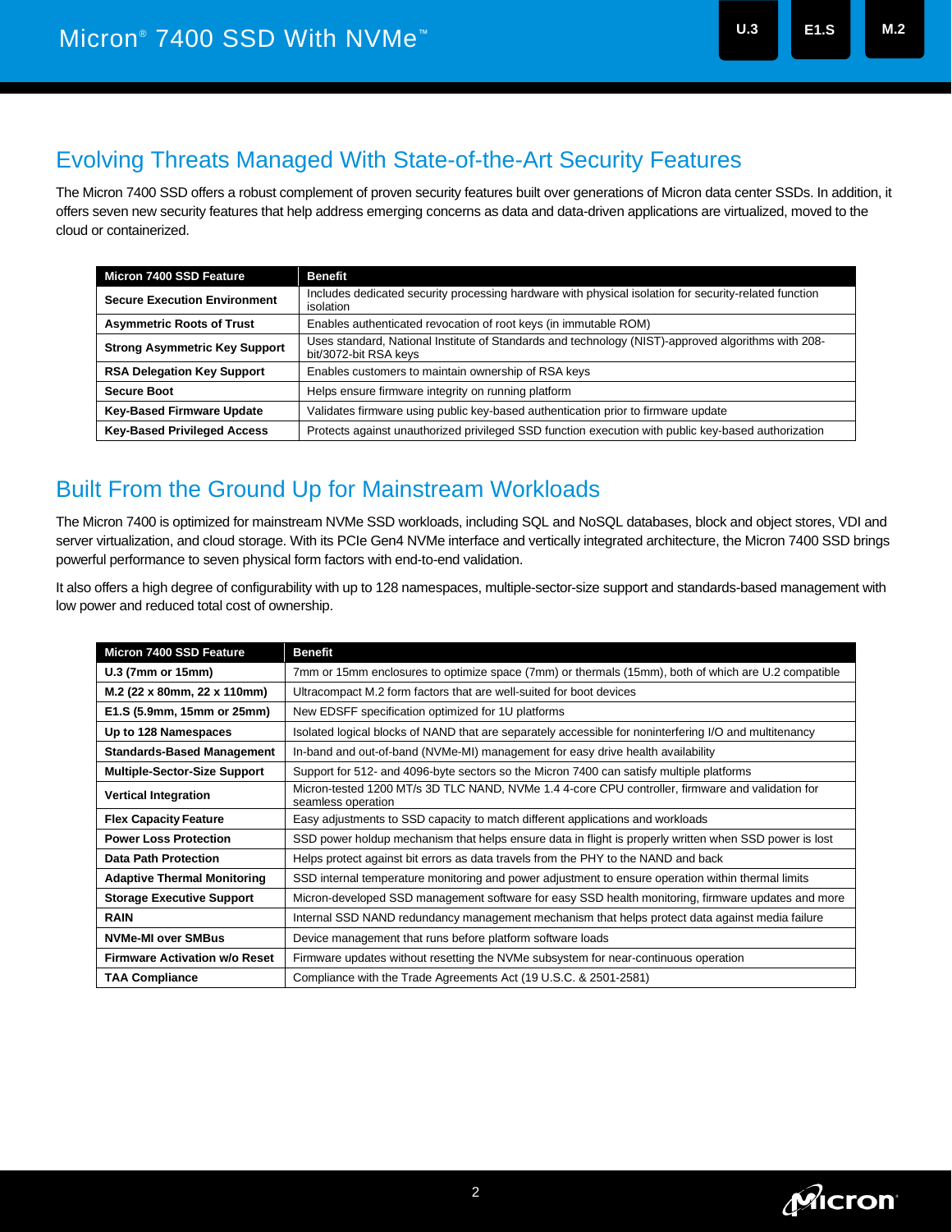## Evolving Threats Managed With State-of-the-Art Security Features

The Micron 7400 SSD offers a robust complement of proven security features built over generations of Micron data center SSDs. In addition, it offers seven new security features that help address emerging concerns as data and data-driven applications are virtualized, moved to the cloud or containerized.

| Micron 7400 SSD Feature | Benefit |
| --- | --- |
| **Secure Execution Environment** | Includes dedicated security processing hardware with physical isolation for security-related function isolation |
| **Asymmetric Roots of Trust** | Enables authenticated revocation of root keys (in immutable ROM) |
| **Strong Asymmetric Key Support** | Uses standard, National Institute of Standards and technology (NIST)-approved algorithms with 208-bit/3072-bit RSA keys |
| **RSA Delegation Key Support** | Enables customers to maintain ownership of RSA keys |
| **Secure Boot** | Helps ensure firmware integrity on running platform |
| **Key-Based Firmware Update** | Validates firmware using public key-based authentication prior to firmware update |
| **Key-Based Privileged Access** | Protects against unauthorized privileged SSD function execution with public key-based authorization |

## Built From the Ground Up for Mainstream Workloads

The Micron 7400 is optimized for mainstream NVMe SSD workloads, including SQL and NoSQL databases, block and object stores, VDI and server virtualization, and cloud storage. With its PCIe Gen4 NVMe interface and vertically integrated architecture, the Micron 7400 SSD brings powerful performance to seven physical form factors with end-to-end validation.

It also offers a high degree of configurability with up to 128 namespaces, multiple-sector-size support and standards-based management with low power and reduced total cost of ownership.

| Micron 7400 SSD Feature | Benefit |
| --- | --- |
| **U.3 (7mm or 15mm)** | 7mm or 15mm enclosures to optimize space (7mm) or thermals (15mm), both of which are U.2 compatible |
| **M.2 (22 x 80mm, 22 x 110mm)** | Ultracompact M.2 form factors that are well-suited for boot devices |
| **E1.S (5.9mm, 15mm or 25mm)** | New EDSFF specification optimized for 1U platforms |
| **Up to 128 Namespaces** | Isolated logical blocks of NAND that are separately accessible for noninterfering I/O and multitenancy |
| **Standards-Based Management** | In-band and out-of-band (NVMe-MI) management for easy drive health availability |
| **Multiple-Sector-Size Support** | Support for 512- and 4096-byte sectors so the Micron 7400 can satisfy multiple platforms |
| **Vertical Integration** | Micron-tested 1200 MT/s 3D TLC NAND, NVMe 1.4 4-core CPU controller, firmware and validation for seamless operation |
| **Flex Capacity Feature** | Easy adjustments to SSD capacity to match different applications and workloads |
| **Power Loss Protection** | SSD power holdup mechanism that helps ensure data in flight is properly written when SSD power is lost |
| **Data Path Protection** | Helps protect against bit errors as data travels from the PHY to the NAND and back |
| **Adaptive Thermal Monitoring** | SSD internal temperature monitoring and power adjustment to ensure operation within thermal limits |
| **Storage Executive Support** | Micron-developed SSD management software for easy SSD health monitoring, firmware updates and more |
| **RAIN** | Internal SSD NAND redundancy management mechanism that helps protect data against media failure |
| **NVMe-MI over SMBus** | Device management that runs before platform software loads |
| **Firmware Activation w/o Reset** | Firmware updates without resetting the NVMe subsystem for near-continuous operation |
| **TAA Compliance** | Compliance with the Trade Agreements Act (19 U.S.C. & 2501-2581) |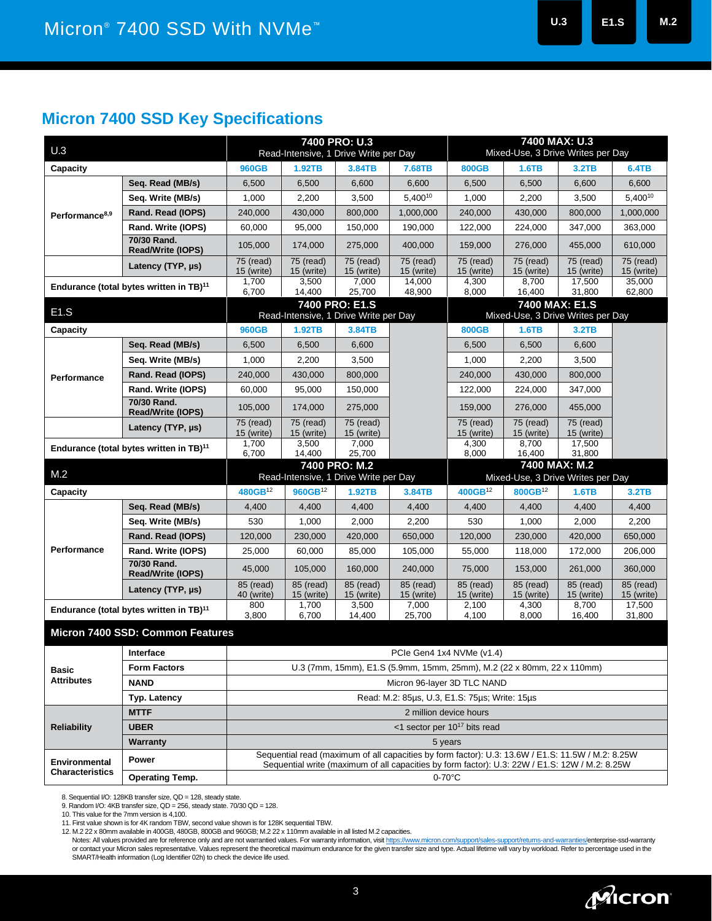## Micron 7400 SSD Key Specifications

| U.3 | | 7400 PRO: U.3 Read-Intensive, 1 Drive Write per Day | | | | 7400 MAX: U.3 Mixed-Use, 3 Drive Writes per Day | | | |
|---|---|---|---|---|---|---|---|---|---|
| **Capacity** | | 960GB | 1.92TB | 3.84TB | 7.68TB | 800GB | 1.6TB | 3.2TB | 6.4TB |
| **Performance**[8,9] | **Seq. Read (MB/s)** | 6,500 | 6,500 | 6,600 | 6,600 | 6,500 | 6,500 | 6,600 | 6,600 |
| | **Seq. Write (MB/s)** | 1,000 | 2,200 | 3,500 | 5,400[10] | 1,000 | 2,200 | 3,500 | 5,400[10] |
| | **Rand. Read (IOPS)** | 240,000 | 430,000 | 800,000 | 1,000,000 | 240,000 | 430,000 | 800,000 | 1,000,000 |
| | **Rand. Write (IOPS)** | 60,000 | 95,000 | 150,000 | 190,000 | 122,000 | 224,000 | 347,000 | 363,000 |
| | **70/30 Rand. Read/Write (IOPS)** | 105,000 | 174,000 | 275,000 | 400,000 | 159,000 | 276,000 | 455,000 | 610,000 |
| | **Latency (TYP, µs)** | 75 (read) 15 (write) | 75 (read) 15 (write) | 75 (read) 15 (write) | 75 (read) 15 (write) | 75 (read) 15 (write) | 75 (read) 15 (write) | 75 (read) 15 (write) | 75 (read) 15 (write) |
| **Endurance (total bytes written in TB)**[11] | | 1,700 6,700 | 3,500 14,400 | 7,000 25,700 | 14,000 48,900 | 4,300 8,000 | 8,700 16,400 | 17,500 31,800 | 35,000 62,800 |

| E1.S | | 7400 PRO: E1.S Read-Intensive, 1 Drive Write per Day | | | | 7400 MAX: E1.S Mixed-Use, 3 Drive Writes per Day | | | |
|---|---|---|---|---|---|---|---|---|---|
| **Capacity** | | 960GB | 1.92TB | 3.84TB | | 800GB | 1.6TB | 3.2TB | |
| **Performance** | **Seq. Read (MB/s)** | 6,500 | 6,500 | 6,600 | | 6,500 | 6,500 | 6,600 | |
| | **Seq. Write (MB/s)** | 1,000 | 2,200 | 3,500 | | 1,000 | 2,200 | 3,500 | |
| | **Rand. Read (IOPS)** | 240,000 | 430,000 | 800,000 | | 240,000 | 430,000 | 800,000 | |
| | **Rand. Write (IOPS)** | 60,000 | 95,000 | 150,000 | | 122,000 | 224,000 | 347,000 | |
| | **70/30 Rand. Read/Write (IOPS)** | 105,000 | 174,000 | 275,000 | | 159,000 | 276,000 | 455,000 | |
| | **Latency (TYP, µs)** | 75 (read) 15 (write) | 75 (read) 15 (write) | 75 (read) 15 (write) | | 75 (read) 15 (write) | 75 (read) 15 (write) | 75 (read) 15 (write) | |
| **Endurance (total bytes written in TB)**[11] | | 1,700 6,700 | 3,500 14,400 | 7,000 25,700 | | 4,300 8,000 | 8,700 16,400 | 17,500 31,800 | |

| M.2 | | 7400 PRO: M.2 Read-Intensive, 1 Drive Write per Day | | | | 7400 MAX: M.2 Mixed-Use, 3 Drive Writes per Day | | | |
|---|---|---|---|---|---|---|---|---|---|
| **Capacity** | | 480GB[12] | 960GB[12] | 1.92TB | 3.84TB | 400GB[12] | 800GB[12] | 1.6TB | 3.2TB |
| **Performance** | **Seq. Read (MB/s)** | 4,400 | 4,400 | 4,400 | 4,400 | 4,400 | 4,400 | 4,400 | 4,400 |
| | **Seq. Write (MB/s)** | 530 | 1,000 | 2,000 | 2,200 | 530 | 1,000 | 2,000 | 2,200 |
| | **Rand. Read (IOPS)** | 120,000 | 230,000 | 420,000 | 650,000 | 120,000 | 230,000 | 420,000 | 650,000 |
| | **Rand. Write (IOPS)** | 25,000 | 60,000 | 85,000 | 105,000 | 55,000 | 118,000 | 172,000 | 206,000 |
| | **70/30 Rand. Read/Write (IOPS)** | 45,000 | 105,000 | 160,000 | 240,000 | 75,000 | 153,000 | 261,000 | 360,000 |
| | **Latency (TYP, µs)** | 85 (read) 40 (write) | 85 (read) 15 (write) | 85 (read) 15 (write) | 85 (read) 15 (write) | 85 (read) 15 (write) | 85 (read) 15 (write) | 85 (read) 15 (write) | 85 (read) 15 (write) |
| **Endurance (total bytes written in TB)**[11] | | 800 3,800 | 1,700 6,700 | 3,500 14,400 | 7,000 25,700 | 2,100 4,100 | 4,300 8,000 | 8,700 16,400 | 17,500 31,800 |

### Micron 7400 SSD: Common Features

| | | |
|---|---|---|
| **Basic Attributes** | **Interface** | PCIe Gen4 1x4 NVMe (v1.4) |
| | **Form Factors** | U.3 (7mm, 15mm), E1.S (5.9mm, 15mm, 25mm), M.2 (22 x 80mm, 22 x 110mm) |
| | **NAND** | Micron 96-layer 3D TLC NAND |
| | **Typ. Latency** | Read: M.2: 85µs, U.3, E1.S: 75µs; Write: 15µs |
| **Reliability** | **MTTF** | 2 million device hours |
| | **UBER** | <1 sector per $10^{17}$ bits read |
| | **Warranty** | 5 years |
| **Environmental Characteristics** | **Power** | Sequential read (maximum of all capacities by form factor): U.3: 13.6W / E1.S: 11.5W / M.2: 8.25W<br>Sequential write (maximum of all capacities by form factor): U.3: 22W / E1.S: 12W / M.2: 8.25W |
| | **Operating Temp.** | 0-70°C |

8. Sequential I/O: 128KB transfer size, QD = 128, steady state.
9. Random I/O: 4KB transfer size, QD = 256, steady state. 70/30 QD = 128.
10. This value for the 7mm version is 4,100.
11. First value shown is for 4K random TBW, second value shown is for 128K sequential TBW.
12. M.2 22 x 80mm available in 400GB, 480GB, 800GB and 960GB; M.2 22 x 110mm available in all listed M.2 capacities.

Notes: All values provided are for reference only and are not warranted values. For warranty information, visit https://www.micron.com/support/sales-support/returns-and-warranties/enterprise-ssd-warranty or contact your Micron sales representative. Values represent the theoretical maximum endurance for the given transfer size and type. Actual lifetime will vary by workload. Refer to percentage used in the SMART/Health information (Log Identifier 02h) to check the device life used.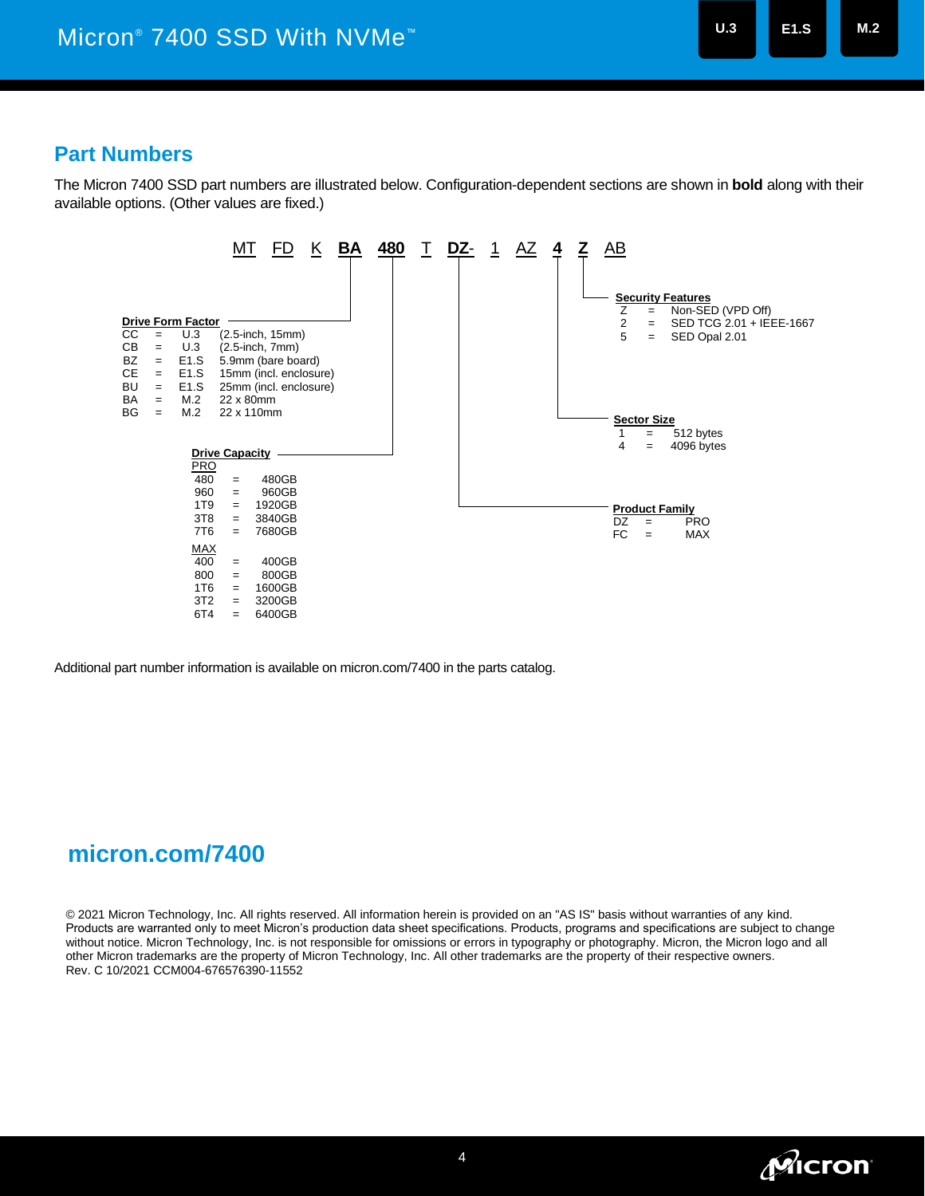## Part Numbers

The Micron 7400 SSD part numbers are illustrated below. Configuration-dependent sections are shown in **bold** along with their available options. (Other values are fixed.)

MT FD K **BA** **480** T **DZ**- 1 AZ **4** **Z** AB

**Drive Form Factor**

| | | | |
|---|---|---|---|
| CC | = | U.3 | (2.5-inch, 15mm) |
| CB | = | U.3 | (2.5-inch, 7mm) |
| BZ | = | E1.S | 5.9mm (bare board) |
| CE | = | E1.S | 15mm (incl. enclosure) |
| BU | = | E1.S | 25mm (incl. enclosure) |
| BA | = | M.2 | 22 x 80mm |
| BG | = | M.2 | 22 x 110mm |

**Drive Capacity**

PRO

| | | |
|---|---|---|
| 480 | = | 480GB |
| 960 | = | 960GB |
| 1T9 | = | 1920GB |
| 3T8 | = | 3840GB |
| 7T6 | = | 7680GB |

MAX

| | | |
|---|---|---|
| 400 | = | 400GB |
| 800 | = | 800GB |
| 1T6 | = | 1600GB |
| 3T2 | = | 3200GB |
| 6T4 | = | 6400GB |

**Product Family**

| | | |
|---|---|---|
| DZ | = | PRO |
| FC | = | MAX |

**Sector Size**

| | | |
|---|---|---|
| 1 | = | 512 bytes |
| 4 | = | 4096 bytes |

**Security Features**

| | | |
|---|---|---|
| Z | = | Non-SED (VPD Off) |
| 2 | = | SED TCG 2.01 + IEEE-1667 |
| 5 | = | SED Opal 2.01 |

Additional part number information is available on micron.com/7400 in the parts catalog.

**micron.com/7400**

© 2021 Micron Technology, Inc. All rights reserved. All information herein is provided on an "AS IS" basis without warranties of any kind. Products are warranted only to meet Micron's production data sheet specifications. Products, programs and specifications are subject to change without notice. Micron Technology, Inc. is not responsible for omissions or errors in typography or photography. Micron, the Micron logo and all other Micron trademarks are the property of Micron Technology, Inc. All other trademarks are the property of their respective owners.
Rev. C 10/2021 CCM004-676576390-11552